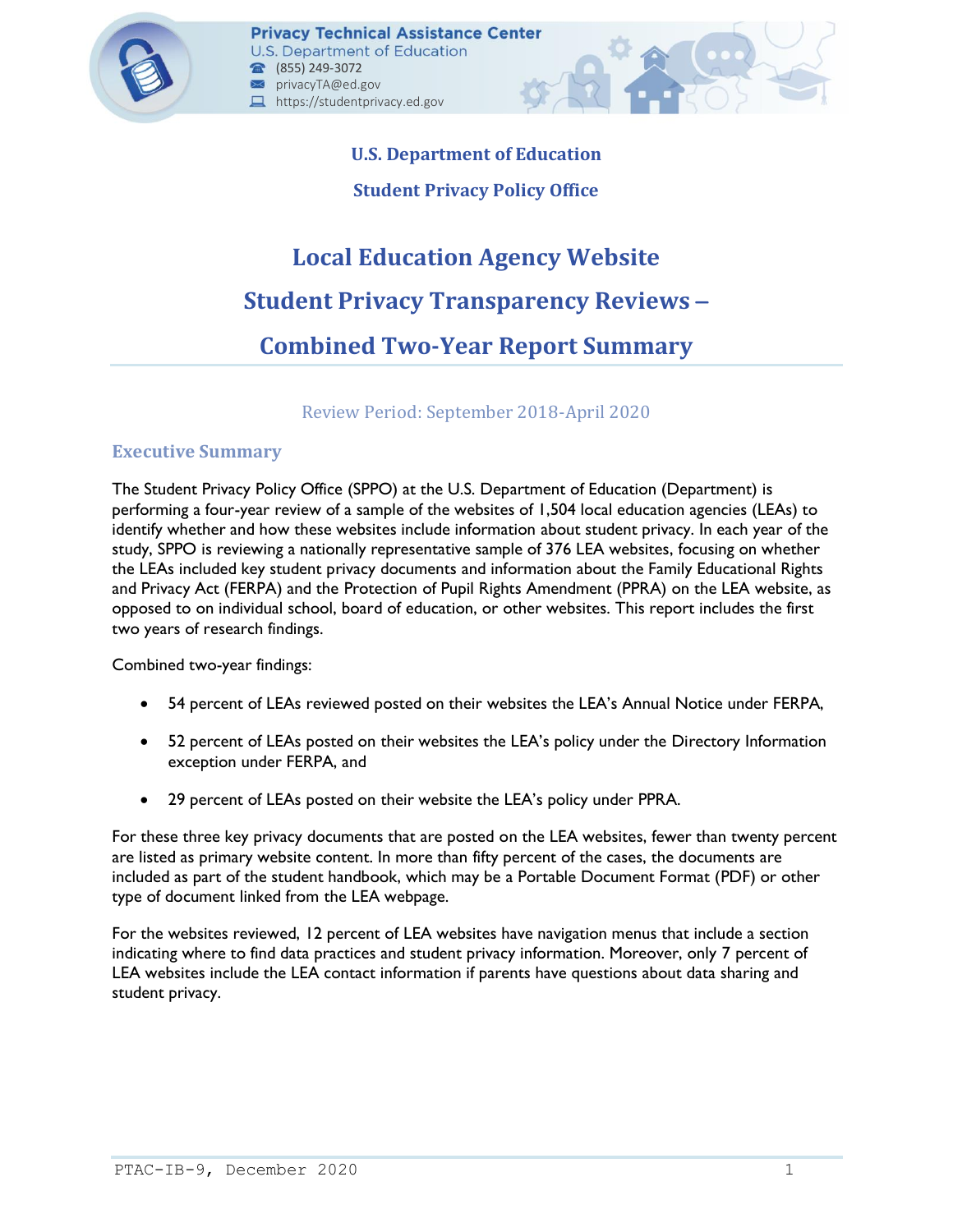Privacy Technical Assistance Center
U.S. Department of Education
(855) 249-3072
privacyTA@ed.gov
https://studentprivacy.ed.gov

**U.S. Department of Education**

**Student Privacy Policy Office**

# Local Education Agency Website Student Privacy Transparency Reviews – Combined Two-Year Report Summary

Review Period: September 2018-April 2020

## Executive Summary

The Student Privacy Policy Office (SPPO) at the U.S. Department of Education (Department) is performing a four-year review of a sample of the websites of 1,504 local education agencies (LEAs) to identify whether and how these websites include information about student privacy. In each year of the study, SPPO is reviewing a nationally representative sample of 376 LEA websites, focusing on whether the LEAs included key student privacy documents and information about the Family Educational Rights and Privacy Act (FERPA) and the Protection of Pupil Rights Amendment (PPRA) on the LEA website, as opposed to on individual school, board of education, or other websites. This report includes the first two years of research findings.

Combined two-year findings:

- 54 percent of LEAs reviewed posted on their websites the LEA's Annual Notice under FERPA,
- 52 percent of LEAs posted on their websites the LEA's policy under the Directory Information exception under FERPA, and
- 29 percent of LEAs posted on their website the LEA's policy under PPRA.

For these three key privacy documents that are posted on the LEA websites, fewer than twenty percent are listed as primary website content. In more than fifty percent of the cases, the documents are included as part of the student handbook, which may be a Portable Document Format (PDF) or other type of document linked from the LEA webpage.

For the websites reviewed, 12 percent of LEA websites have navigation menus that include a section indicating where to find data practices and student privacy information. Moreover, only 7 percent of LEA websites include the LEA contact information if parents have questions about data sharing and student privacy.

PTAC-IB-9, December 2020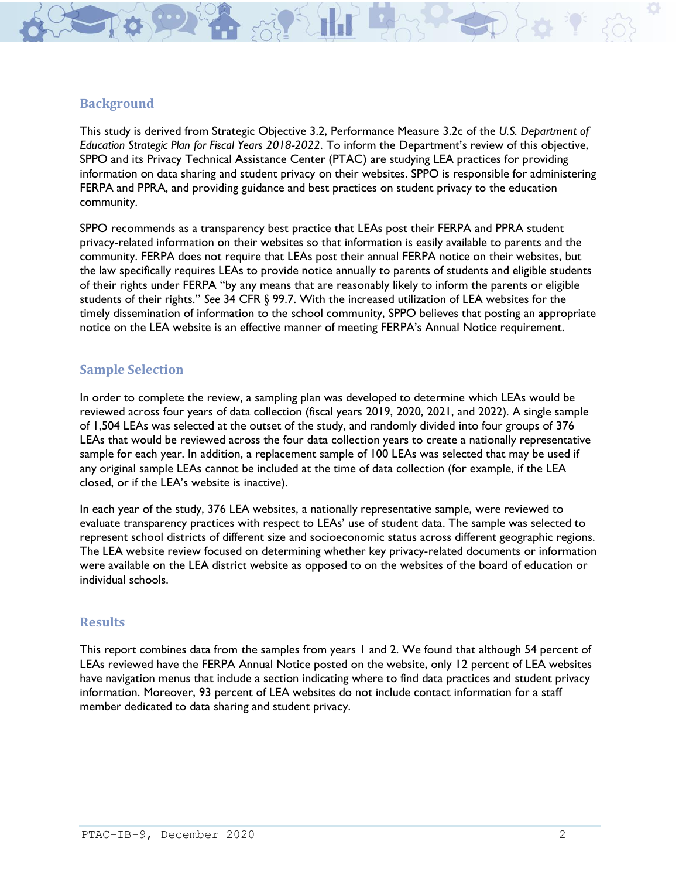## Background

This study is derived from Strategic Objective 3.2, Performance Measure 3.2c of the *U.S. Department of Education Strategic Plan for Fiscal Years 2018-2022*. To inform the Department's review of this objective, SPPO and its Privacy Technical Assistance Center (PTAC) are studying LEA practices for providing information on data sharing and student privacy on their websites. SPPO is responsible for administering FERPA and PPRA, and providing guidance and best practices on student privacy to the education community.

SPPO recommends as a transparency best practice that LEAs post their FERPA and PPRA student privacy-related information on their websites so that information is easily available to parents and the community. FERPA does not require that LEAs post their annual FERPA notice on their websites, but the law specifically requires LEAs to provide notice annually to parents of students and eligible students of their rights under FERPA "by any means that are reasonably likely to inform the parents or eligible students of their rights." *See* 34 CFR § 99.7. With the increased utilization of LEA websites for the timely dissemination of information to the school community, SPPO believes that posting an appropriate notice on the LEA website is an effective manner of meeting FERPA's Annual Notice requirement.

## Sample Selection

In order to complete the review, a sampling plan was developed to determine which LEAs would be reviewed across four years of data collection (fiscal years 2019, 2020, 2021, and 2022). A single sample of 1,504 LEAs was selected at the outset of the study, and randomly divided into four groups of 376 LEAs that would be reviewed across the four data collection years to create a nationally representative sample for each year. In addition, a replacement sample of 100 LEAs was selected that may be used if any original sample LEAs cannot be included at the time of data collection (for example, if the LEA closed, or if the LEA's website is inactive).

In each year of the study, 376 LEA websites, a nationally representative sample, were reviewed to evaluate transparency practices with respect to LEAs' use of student data. The sample was selected to represent school districts of different size and socioeconomic status across different geographic regions. The LEA website review focused on determining whether key privacy-related documents or information were available on the LEA district website as opposed to on the websites of the board of education or individual schools.

## Results

This report combines data from the samples from years 1 and 2. We found that although 54 percent of LEAs reviewed have the FERPA Annual Notice posted on the website, only 12 percent of LEA websites have navigation menus that include a section indicating where to find data practices and student privacy information. Moreover, 93 percent of LEA websites do not include contact information for a staff member dedicated to data sharing and student privacy.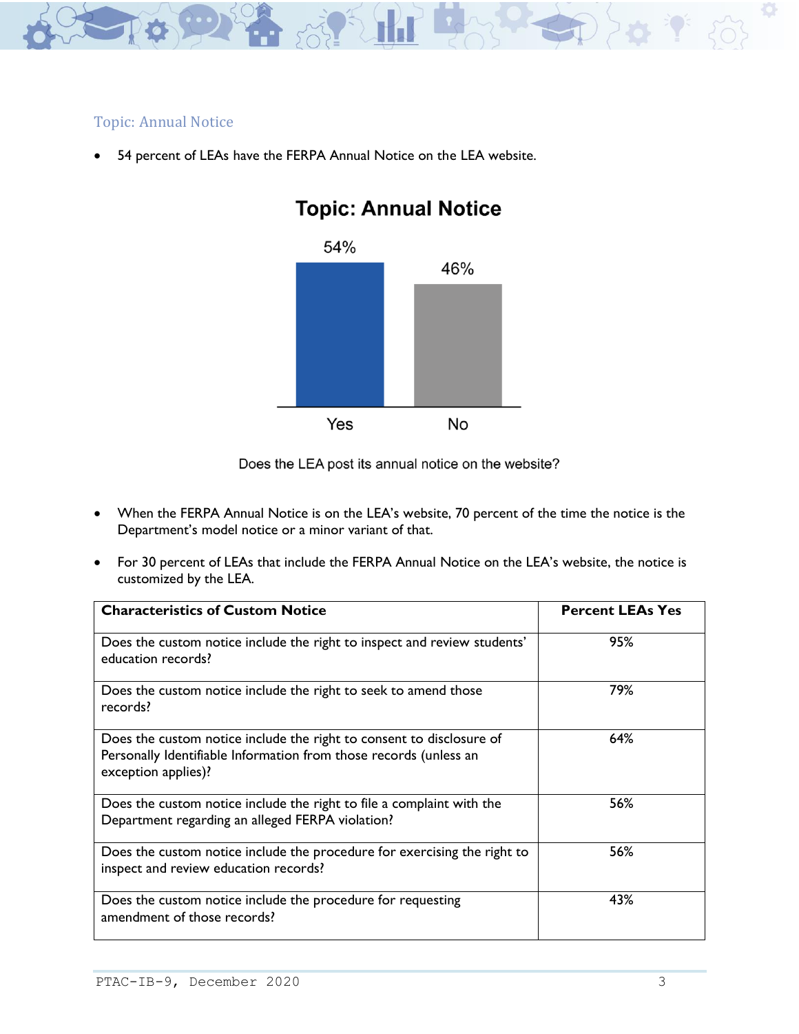### Topic: Annual Notice

- 54 percent of LEAs have the FERPA Annual Notice on the LEA website.

**Topic: Annual Notice**

| | Yes | No |
|---|---|---|
| Does the LEA post its annual notice on the website? | 54% | 46% |

Does the LEA post its annual notice on the website?

- When the FERPA Annual Notice is on the LEA's website, 70 percent of the time the notice is the Department's model notice or a minor variant of that.
- For 30 percent of LEAs that include the FERPA Annual Notice on the LEA's website, the notice is customized by the LEA.

| Characteristics of Custom Notice | Percent LEAs Yes |
|---|---|
| Does the custom notice include the right to inspect and review students' education records? | 95% |
| Does the custom notice include the right to seek to amend those records? | 79% |
| Does the custom notice include the right to consent to disclosure of Personally Identifiable Information from those records (unless an exception applies)? | 64% |
| Does the custom notice include the right to file a complaint with the Department regarding an alleged FERPA violation? | 56% |
| Does the custom notice include the procedure for exercising the right to inspect and review education records? | 56% |
| Does the custom notice include the procedure for requesting amendment of those records? | 43% |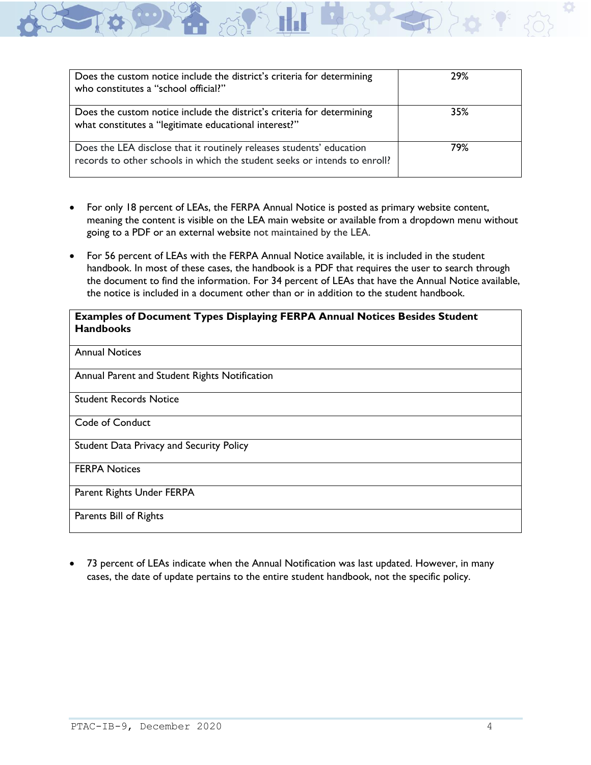| | |
|---|---|
| Does the custom notice include the district's criteria for determining who constitutes a "school official?" | 29% |
| Does the custom notice include the district's criteria for determining what constitutes a "legitimate educational interest?" | 35% |
| Does the LEA disclose that it routinely releases students' education records to other schools in which the student seeks or intends to enroll? | 79% |

- For only 18 percent of LEAs, the FERPA Annual Notice is posted as primary website content, meaning the content is visible on the LEA main website or available from a dropdown menu without going to a PDF or an external website not maintained by the LEA.
- For 56 percent of LEAs with the FERPA Annual Notice available, it is included in the student handbook. In most of these cases, the handbook is a PDF that requires the user to search through the document to find the information. For 34 percent of LEAs that have the Annual Notice available, the notice is included in a document other than or in addition to the student handbook.

| **Examples of Document Types Displaying FERPA Annual Notices Besides Student Handbooks** |
|---|
| Annual Notices |
| Annual Parent and Student Rights Notification |
| Student Records Notice |
| Code of Conduct |
| Student Data Privacy and Security Policy |
| FERPA Notices |
| Parent Rights Under FERPA |
| Parents Bill of Rights |

- 73 percent of LEAs indicate when the Annual Notification was last updated. However, in many cases, the date of update pertains to the entire student handbook, not the specific policy.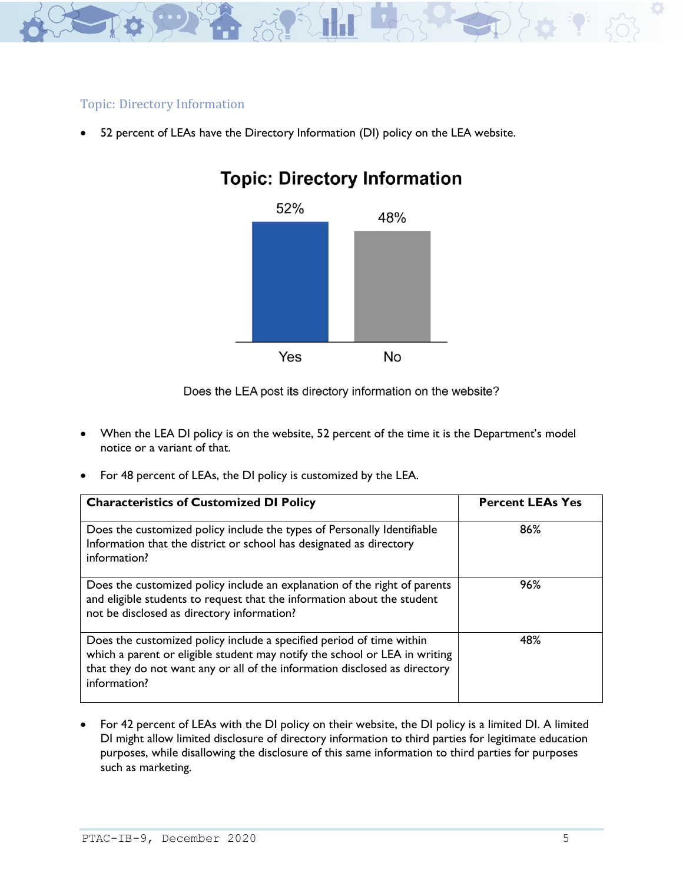## Topic: Directory Information

- 52 percent of LEAs have the Directory Information (DI) policy on the LEA website.

**Topic: Directory Information**

| | Yes | No |
|---|---|---|
| Percent | 52% | 48% |

Does the LEA post its directory information on the website?

- When the LEA DI policy is on the website, 52 percent of the time it is the Department's model notice or a variant of that.
- For 48 percent of LEAs, the DI policy is customized by the LEA.

| Characteristics of Customized DI Policy | Percent LEAs Yes |
|---|---|
| Does the customized policy include the types of Personally Identifiable Information that the district or school has designated as directory information? | 86% |
| Does the customized policy include an explanation of the right of parents and eligible students to request that the information about the student not be disclosed as directory information? | 96% |
| Does the customized policy include a specified period of time within which a parent or eligible student may notify the school or LEA in writing that they do not want any or all of the information disclosed as directory information? | 48% |

- For 42 percent of LEAs with the DI policy on their website, the DI policy is a limited DI. A limited DI might allow limited disclosure of directory information to third parties for legitimate education purposes, while disallowing the disclosure of this same information to third parties for purposes such as marketing.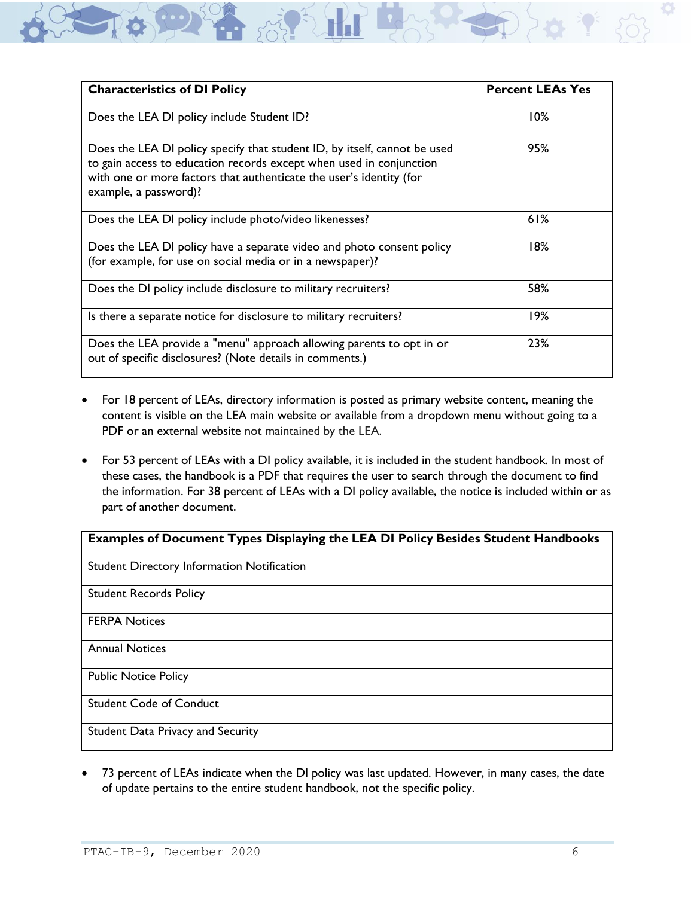| Characteristics of DI Policy | Percent LEAs Yes |
|---|---|
| Does the LEA DI policy include Student ID? | 10% |
| Does the LEA DI policy specify that student ID, by itself, cannot be used to gain access to education records except when used in conjunction with one or more factors that authenticate the user's identity (for example, a password)? | 95% |
| Does the LEA DI policy include photo/video likenesses? | 61% |
| Does the LEA DI policy have a separate video and photo consent policy (for example, for use on social media or in a newspaper)? | 18% |
| Does the DI policy include disclosure to military recruiters? | 58% |
| Is there a separate notice for disclosure to military recruiters? | 19% |
| Does the LEA provide a "menu" approach allowing parents to opt in or out of specific disclosures? (Note details in comments.) | 23% |

- For 18 percent of LEAs, directory information is posted as primary website content, meaning the content is visible on the LEA main website or available from a dropdown menu without going to a PDF or an external website not maintained by the LEA.

- For 53 percent of LEAs with a DI policy available, it is included in the student handbook. In most of these cases, the handbook is a PDF that requires the user to search through the document to find the information. For 38 percent of LEAs with a DI policy available, the notice is included within or as part of another document.

| Examples of Document Types Displaying the LEA DI Policy Besides Student Handbooks |
|---|
| Student Directory Information Notification |
| Student Records Policy |
| FERPA Notices |
| Annual Notices |
| Public Notice Policy |
| Student Code of Conduct |
| Student Data Privacy and Security |

- 73 percent of LEAs indicate when the DI policy was last updated. However, in many cases, the date of update pertains to the entire student handbook, not the specific policy.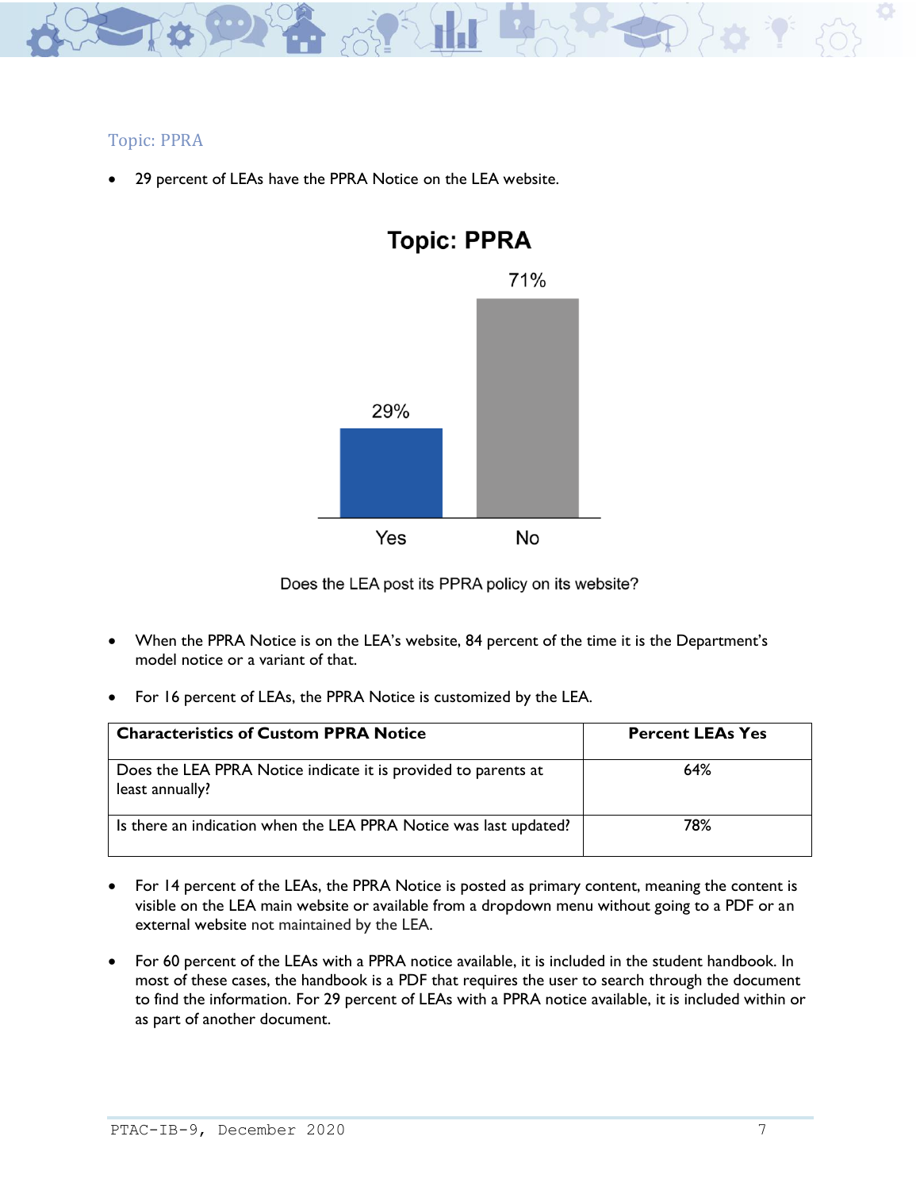## Topic: PPRA

- 29 percent of LEAs have the PPRA Notice on the LEA website.

Does the LEA post its PPRA policy on its website?

- When the PPRA Notice is on the LEA's website, 84 percent of the time it is the Department's model notice or a variant of that.

- For 16 percent of LEAs, the PPRA Notice is customized by the LEA.

| Characteristics of Custom PPRA Notice | Percent LEAs Yes |
|---|---|
| Does the LEA PPRA Notice indicate it is provided to parents at least annually? | 64% |
| Is there an indication when the LEA PPRA Notice was last updated? | 78% |

- For 14 percent of the LEAs, the PPRA Notice is posted as primary content, meaning the content is visible on the LEA main website or available from a dropdown menu without going to a PDF or an external website not maintained by the LEA.

- For 60 percent of the LEAs with a PPRA notice available, it is included in the student handbook. In most of these cases, the handbook is a PDF that requires the user to search through the document to find the information. For 29 percent of LEAs with a PPRA notice available, it is included within or as part of another document.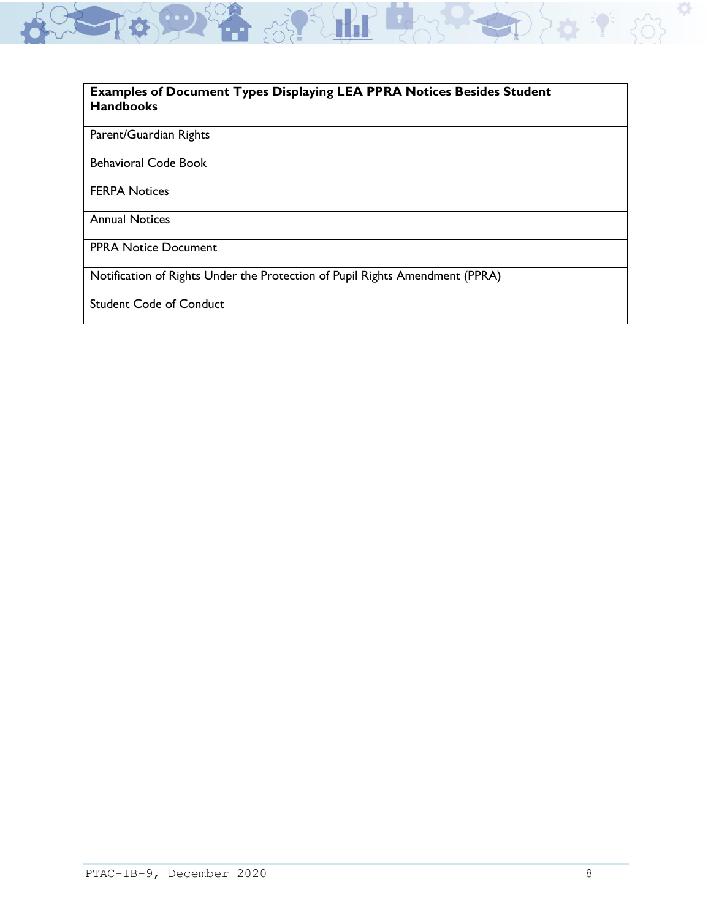| Examples of Document Types Displaying LEA PPRA Notices Besides Student Handbooks |
| --- |
| Parent/Guardian Rights |
| Behavioral Code Book |
| FERPA Notices |
| Annual Notices |
| PPRA Notice Document |
| Notification of Rights Under the Protection of Pupil Rights Amendment (PPRA) |
| Student Code of Conduct |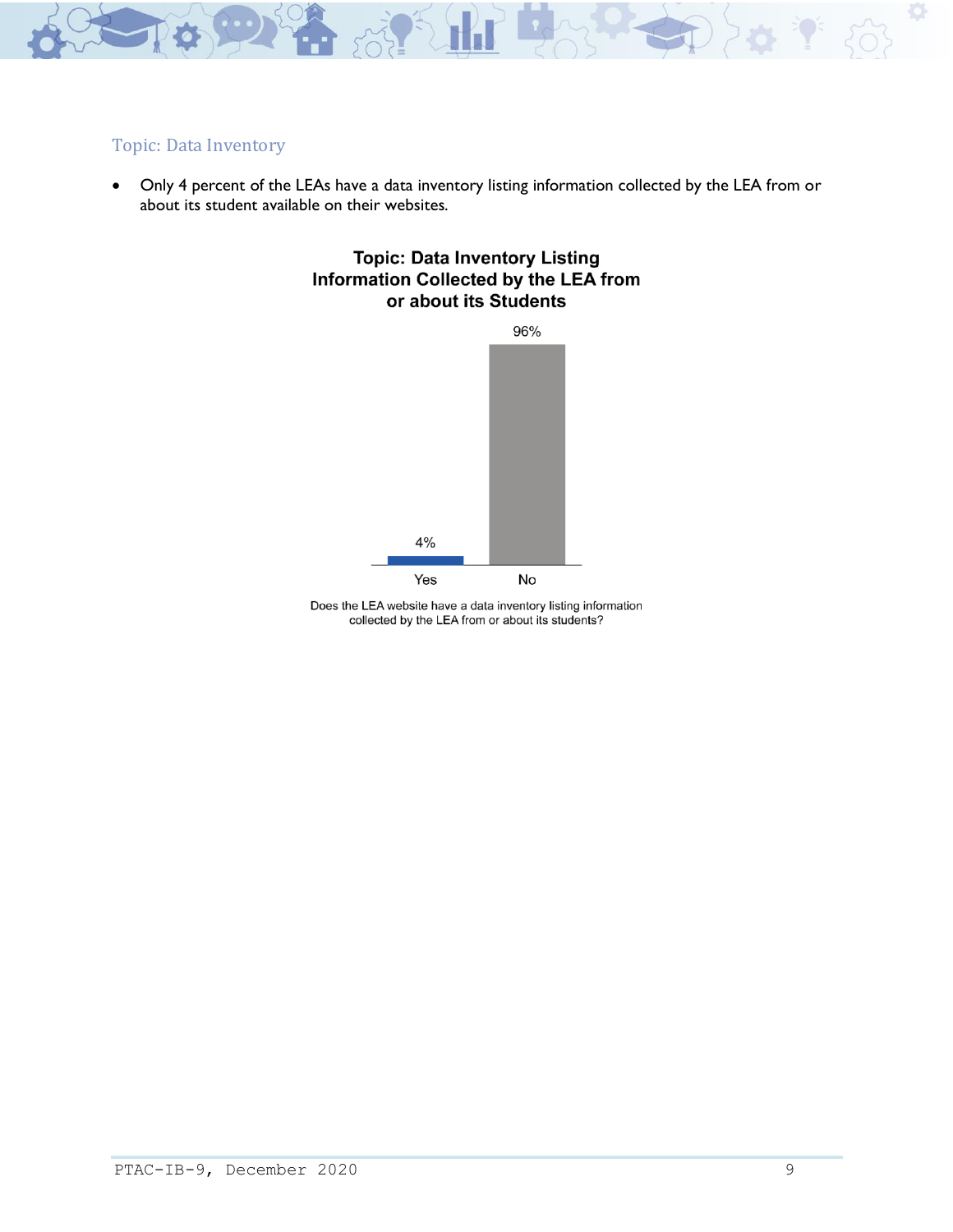### Topic: Data Inventory

- Only 4 percent of the LEAs have a data inventory listing information collected by the LEA from or about its student available on their websites.

**Topic: Data Inventory Listing Information Collected by the LEA from or about its Students**

| Response | Percent |
|---|---|
| Yes | 4% |
| No | 96% |

Does the LEA website have a data inventory listing information collected by the LEA from or about its students?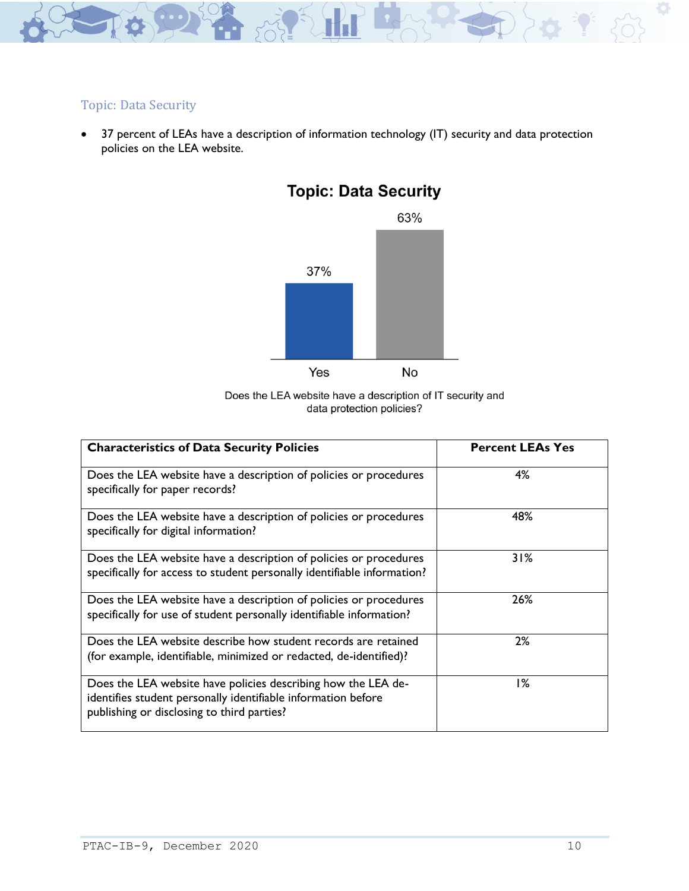## Topic: Data Security

- 37 percent of LEAs have a description of information technology (IT) security and data protection policies on the LEA website.

**Topic: Data Security**

| | Yes | No |
|---|---|---|
| Does the LEA website have a description of IT security and data protection policies? | 37% | 63% |

Does the LEA website have a description of IT security and data protection policies?

| Characteristics of Data Security Policies | Percent LEAs Yes |
|---|---|
| Does the LEA website have a description of policies or procedures specifically for paper records? | 4% |
| Does the LEA website have a description of policies or procedures specifically for digital information? | 48% |
| Does the LEA website have a description of policies or procedures specifically for access to student personally identifiable information? | 31% |
| Does the LEA website have a description of policies or procedures specifically for use of student personally identifiable information? | 26% |
| Does the LEA website describe how student records are retained (for example, identifiable, minimized or redacted, de-identified)? | 2% |
| Does the LEA website have policies describing how the LEA de-identifies student personally identifiable information before publishing or disclosing to third parties? | 1% |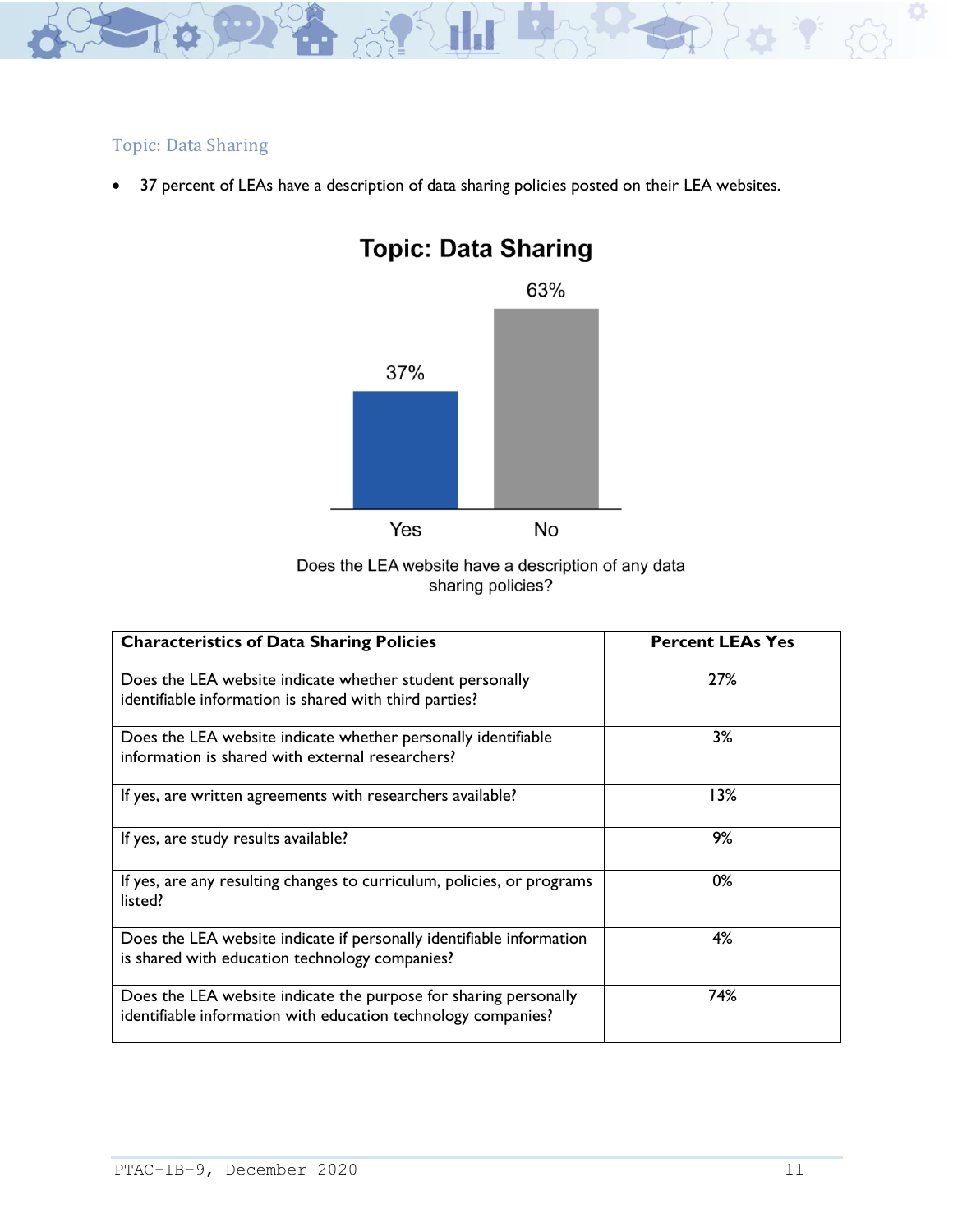### Topic: Data Sharing

- 37 percent of LEAs have a description of data sharing policies posted on their LEA websites.

**Topic: Data Sharing**

| Does the LEA website have a description of any data sharing policies? | Percent |
|---|---|
| Yes | 37% |
| No | 63% |

| Characteristics of Data Sharing Policies | Percent LEAs Yes |
|---|---|
| Does the LEA website indicate whether student personally identifiable information is shared with third parties? | 27% |
| Does the LEA website indicate whether personally identifiable information is shared with external researchers? | 3% |
| If yes, are written agreements with researchers available? | 13% |
| If yes, are study results available? | 9% |
| If yes, are any resulting changes to curriculum, policies, or programs listed? | 0% |
| Does the LEA website indicate if personally identifiable information is shared with education technology companies? | 4% |
| Does the LEA website indicate the purpose for sharing personally identifiable information with education technology companies? | 74% |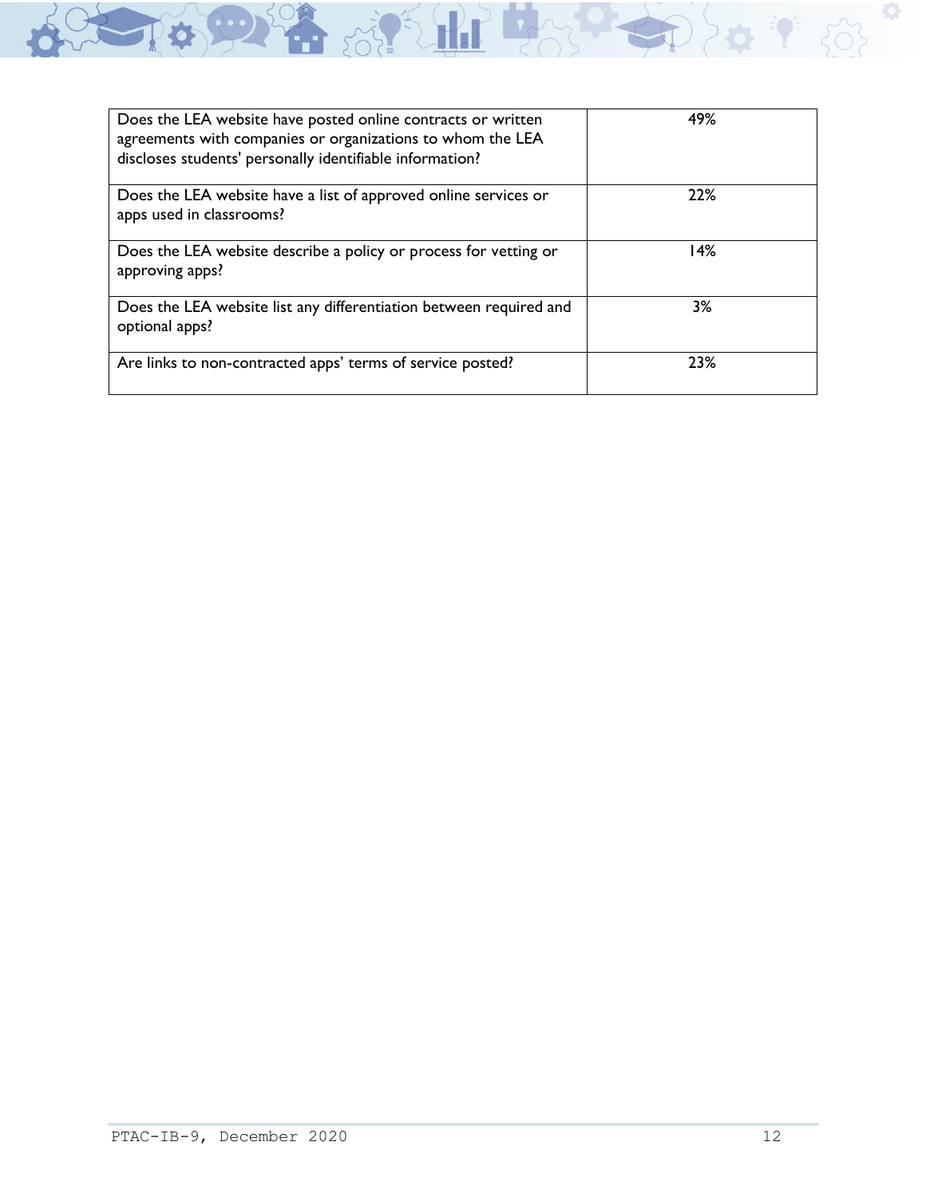| | |
|---|---|
| Does the LEA website have posted online contracts or written agreements with companies or organizations to whom the LEA discloses students' personally identifiable information? | 49% |
| Does the LEA website have a list of approved online services or apps used in classrooms? | 22% |
| Does the LEA website describe a policy or process for vetting or approving apps? | 14% |
| Does the LEA website list any differentiation between required and optional apps? | 3% |
| Are links to non-contracted apps' terms of service posted? | 23% |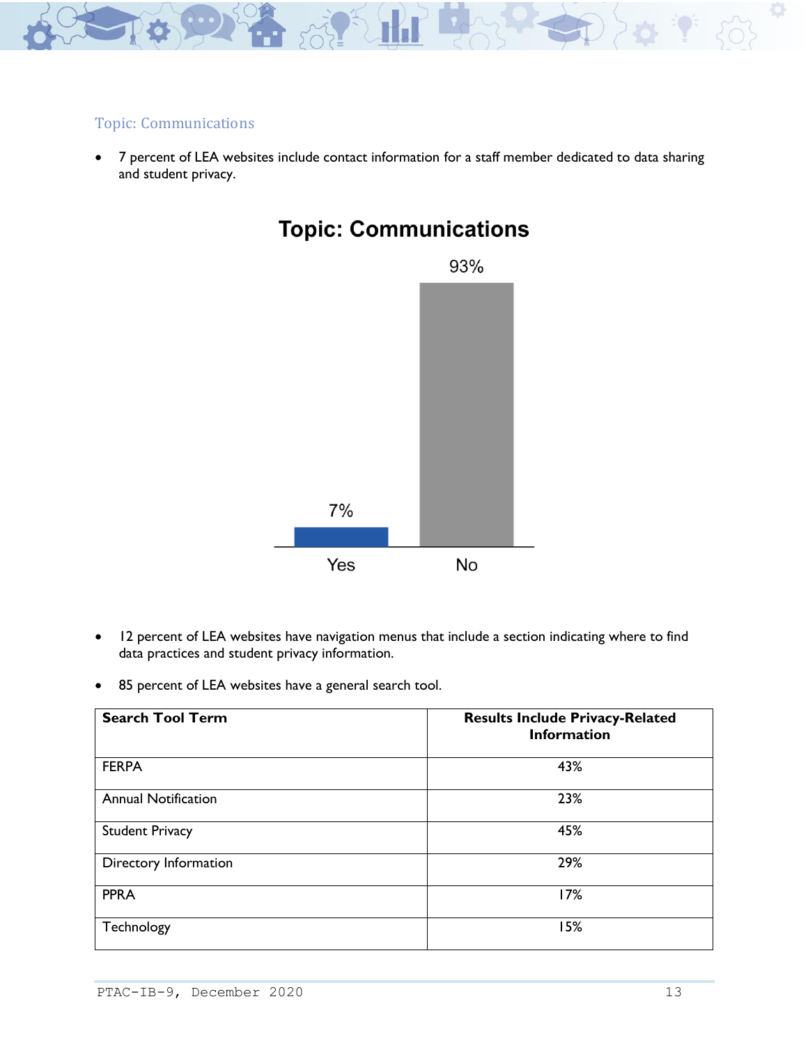### Topic: Communications

- 7 percent of LEA websites include contact information for a staff member dedicated to data sharing and student privacy.

**Topic: Communications**

| Response | Percent |
|---|---|
| Yes | 7% |
| No | 93% |

- 12 percent of LEA websites have navigation menus that include a section indicating where to find data practices and student privacy information.
- 85 percent of LEA websites have a general search tool.

| Search Tool Term | Results Include Privacy-Related Information |
|---|---|
| FERPA | 43% |
| Annual Notification | 23% |
| Student Privacy | 45% |
| Directory Information | 29% |
| PPRA | 17% |
| Technology | 15% |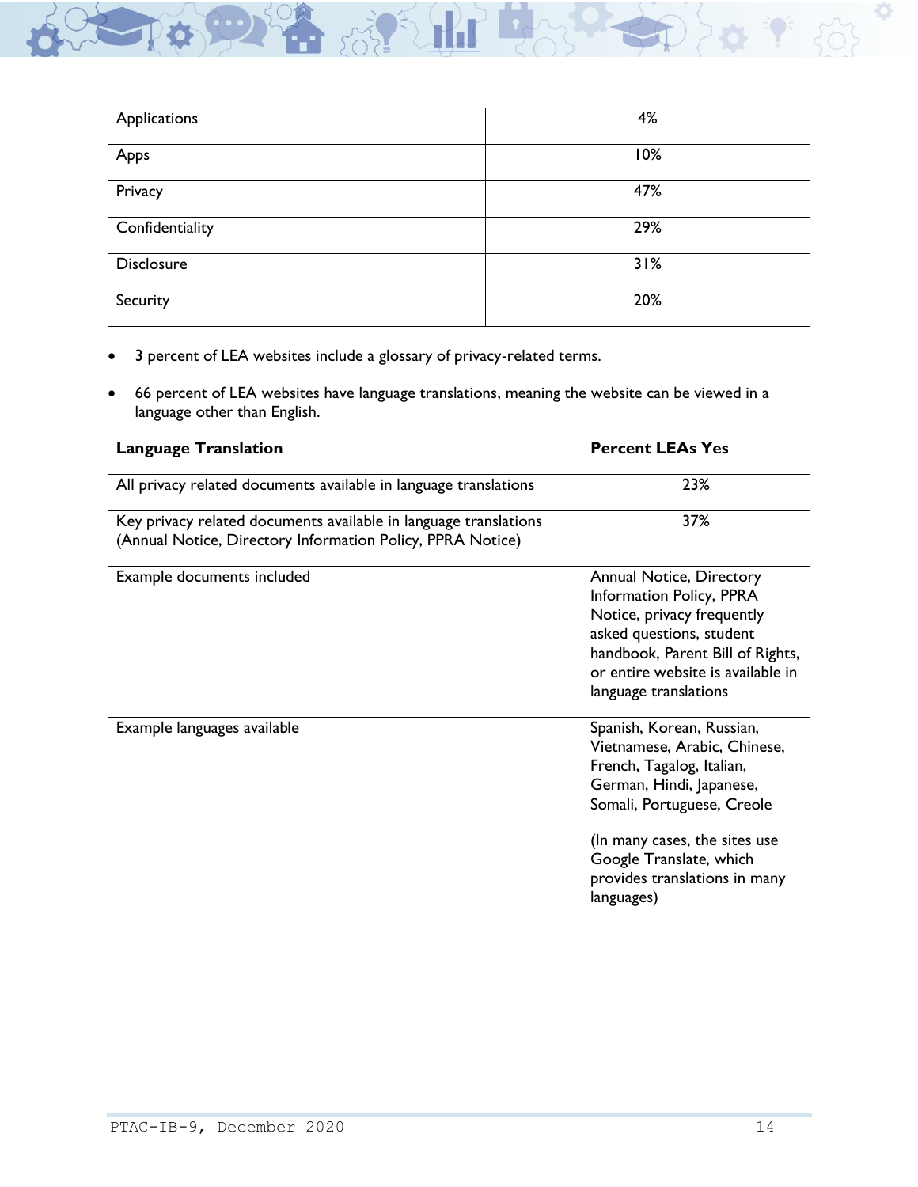| Applications | 4% |
| --- | --- |
| Apps | 10% |
| Privacy | 47% |
| Confidentiality | 29% |
| Disclosure | 31% |
| Security | 20% |

- 3 percent of LEA websites include a glossary of privacy-related terms.
- 66 percent of LEA websites have language translations, meaning the website can be viewed in a language other than English.

| **Language Translation** | **Percent LEAs Yes** |
| --- | --- |
| All privacy related documents available in language translations | 23% |
| Key privacy related documents available in language translations (Annual Notice, Directory Information Policy, PPRA Notice) | 37% |
| Example documents included | Annual Notice, Directory Information Policy, PPRA Notice, privacy frequently asked questions, student handbook, Parent Bill of Rights, or entire website is available in language translations |
| Example languages available | Spanish, Korean, Russian, Vietnamese, Arabic, Chinese, French, Tagalog, Italian, German, Hindi, Japanese, Somali, Portuguese, Creole<br><br>(In many cases, the sites use Google Translate, which provides translations in many languages) |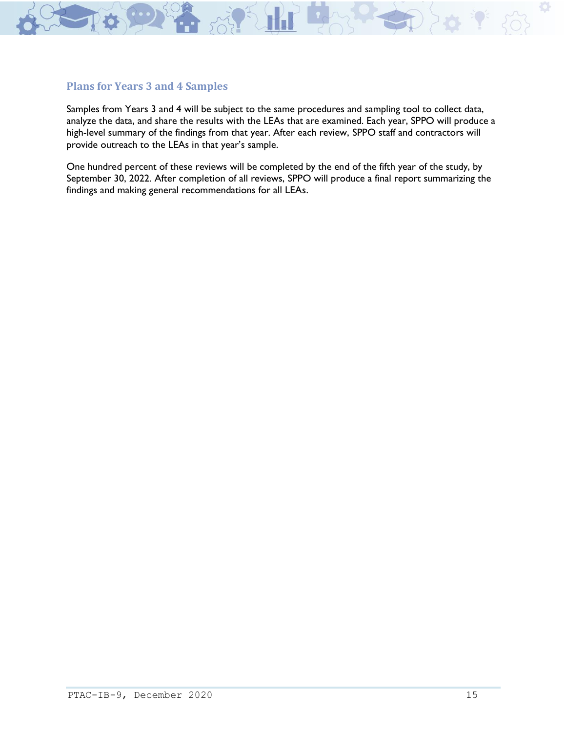### Plans for Years 3 and 4 Samples

Samples from Years 3 and 4 will be subject to the same procedures and sampling tool to collect data, analyze the data, and share the results with the LEAs that are examined. Each year, SPPO will produce a high-level summary of the findings from that year. After each review, SPPO staff and contractors will provide outreach to the LEAs in that year's sample.

One hundred percent of these reviews will be completed by the end of the fifth year of the study, by September 30, 2022. After completion of all reviews, SPPO will produce a final report summarizing the findings and making general recommendations for all LEAs.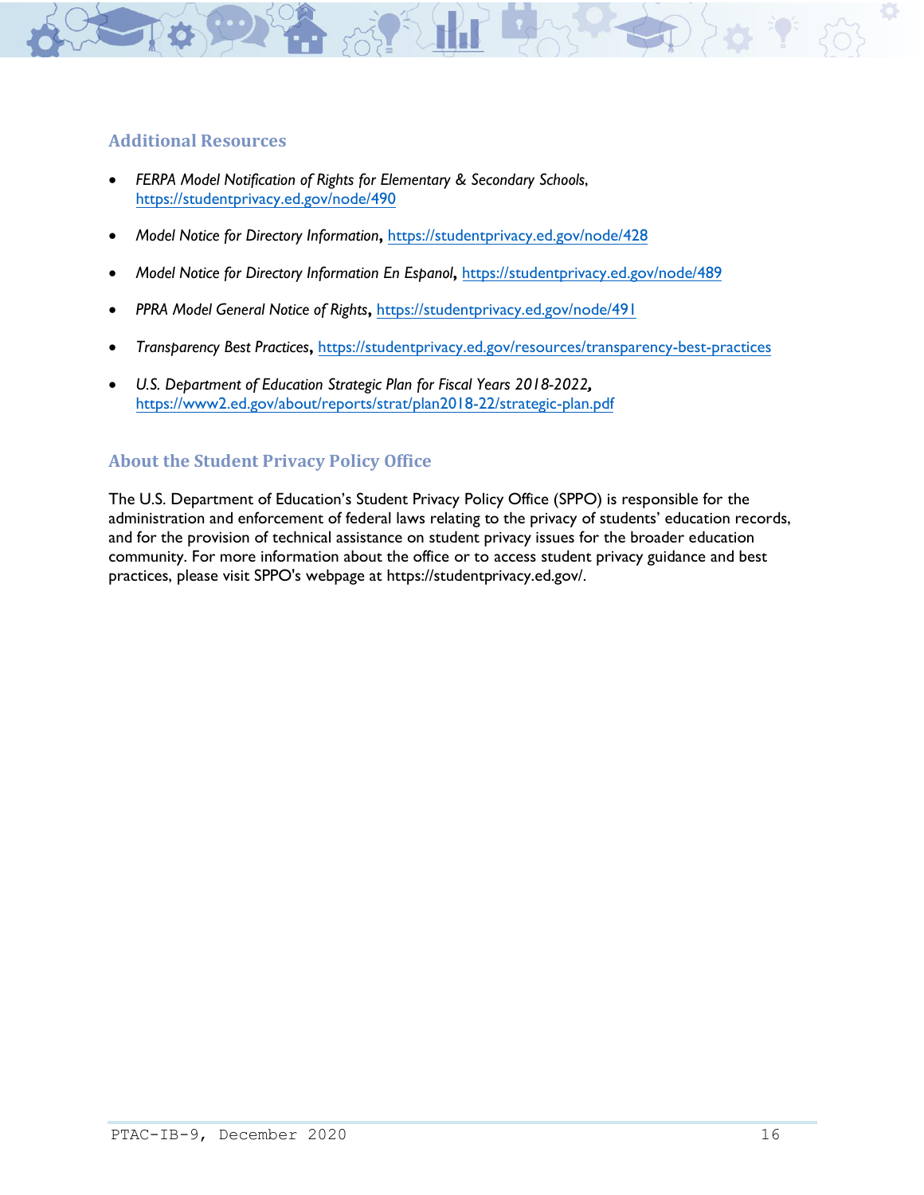## Additional Resources

- *FERPA Model Notification of Rights for Elementary & Secondary Schools*, https://studentprivacy.ed.gov/node/490
- *Model Notice for Directory Information*, https://studentprivacy.ed.gov/node/428
- *Model Notice for Directory Information En Espanol*, https://studentprivacy.ed.gov/node/489
- *PPRA Model General Notice of Rights*, https://studentprivacy.ed.gov/node/491
- *Transparency Best Practices*, https://studentprivacy.ed.gov/resources/transparency-best-practices
- *U.S. Department of Education Strategic Plan for Fiscal Years 2018-2022*, https://www2.ed.gov/about/reports/strat/plan2018-22/strategic-plan.pdf

## About the Student Privacy Policy Office

The U.S. Department of Education's Student Privacy Policy Office (SPPO) is responsible for the administration and enforcement of federal laws relating to the privacy of students' education records, and for the provision of technical assistance on student privacy issues for the broader education community. For more information about the office or to access student privacy guidance and best practices, please visit SPPO's webpage at https://studentprivacy.ed.gov/.